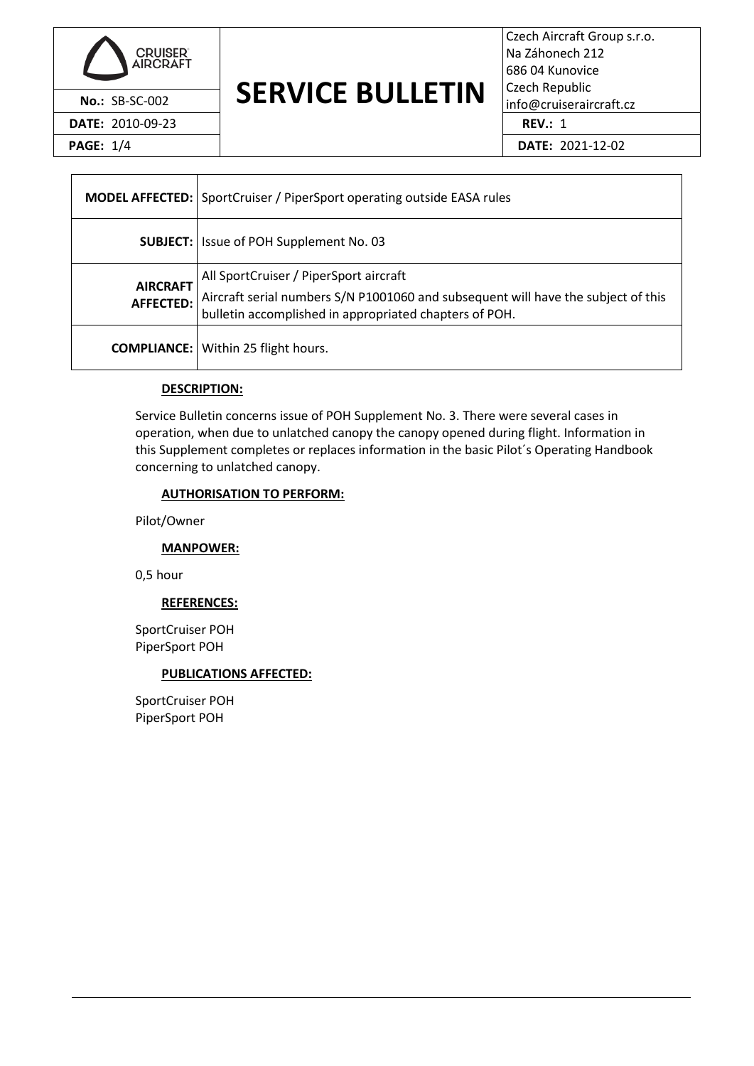# SERVICE BULLETIN

**No.:** SB-SC-002

**DATE:** 2010-09-23

Czech Aircraft Group s.r.o.
Na Záhonech 212
686 04 Kunovice
Czech Republic
info@cruiseraircraft.cz

**REV.:** 1

**DATE:** 2021-12-02

| | |
|---|---|
| **MODEL AFFECTED:** | SportCruiser / PiperSport operating outside EASA rules |
| **SUBJECT:** | Issue of POH Supplement No. 03 |
| **AIRCRAFT AFFECTED:** | All SportCruiser / PiperSport aircraft<br>Aircraft serial numbers S/N P1001060 and subsequent will have the subject of this bulletin accomplished in appropriated chapters of POH. |
| **COMPLIANCE:** | Within 25 flight hours. |

**DESCRIPTION:**

Service Bulletin concerns issue of POH Supplement No. 3. There were several cases in operation, when due to unlatched canopy the canopy opened during flight. Information in this Supplement completes or replaces information in the basic Pilot´s Operating Handbook concerning to unlatched canopy.

**AUTHORISATION TO PERFORM:**

Pilot/Owner

**MANPOWER:**

0,5 hour

**REFERENCES:**

SportCruiser POH
PiperSport POH

**PUBLICATIONS AFFECTED:**

SportCruiser POH
PiperSport POH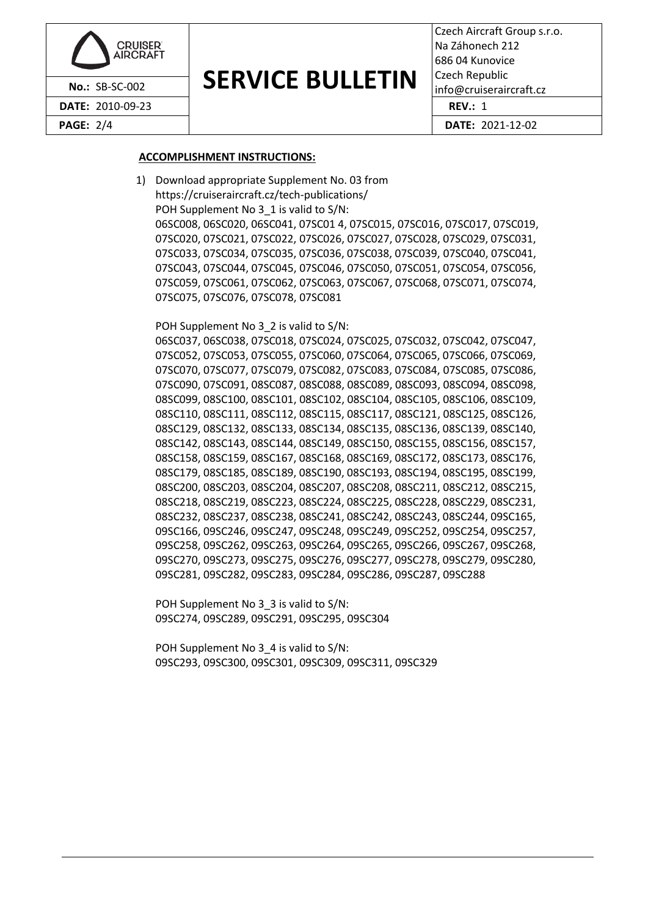**ACCOMPLISHMENT INSTRUCTIONS:**

1) Download appropriate Supplement No. 03 from https://cruiseraircraft.cz/tech-publications/

   POH Supplement No 3_1 is valid to S/N:
   06SC008, 06SC020, 06SC041, 07SC01 4, 07SC015, 07SC016, 07SC017, 07SC019, 07SC020, 07SC021, 07SC022, 07SC026, 07SC027, 07SC028, 07SC029, 07SC031, 07SC033, 07SC034, 07SC035, 07SC036, 07SC038, 07SC039, 07SC040, 07SC041, 07SC043, 07SC044, 07SC045, 07SC046, 07SC050, 07SC051, 07SC054, 07SC056, 07SC059, 07SC061, 07SC062, 07SC063, 07SC067, 07SC068, 07SC071, 07SC074, 07SC075, 07SC076, 07SC078, 07SC081

   POH Supplement No 3_2 is valid to S/N:
   06SC037, 06SC038, 07SC018, 07SC024, 07SC025, 07SC032, 07SC042, 07SC047, 07SC052, 07SC053, 07SC055, 07SC060, 07SC064, 07SC065, 07SC066, 07SC069, 07SC070, 07SC077, 07SC079, 07SC082, 07SC083, 07SC084, 07SC085, 07SC086, 07SC090, 07SC091, 08SC087, 08SC088, 08SC089, 08SC093, 08SC094, 08SC098, 08SC099, 08SC100, 08SC101, 08SC102, 08SC104, 08SC105, 08SC106, 08SC109, 08SC110, 08SC111, 08SC112, 08SC115, 08SC117, 08SC121, 08SC125, 08SC126, 08SC129, 08SC132, 08SC133, 08SC134, 08SC135, 08SC136, 08SC139, 08SC140, 08SC142, 08SC143, 08SC144, 08SC149, 08SC150, 08SC155, 08SC156, 08SC157, 08SC158, 08SC159, 08SC167, 08SC168, 08SC169, 08SC172, 08SC173, 08SC176, 08SC179, 08SC185, 08SC189, 08SC190, 08SC193, 08SC194, 08SC195, 08SC199, 08SC200, 08SC203, 08SC204, 08SC207, 08SC208, 08SC211, 08SC212, 08SC215, 08SC218, 08SC219, 08SC223, 08SC224, 08SC225, 08SC228, 08SC229, 08SC231, 08SC232, 08SC237, 08SC238, 08SC241, 08SC242, 08SC243, 08SC244, 09SC165, 09SC166, 09SC246, 09SC247, 09SC248, 09SC249, 09SC252, 09SC254, 09SC257, 09SC258, 09SC262, 09SC263, 09SC264, 09SC265, 09SC266, 09SC267, 09SC268, 09SC270, 09SC273, 09SC275, 09SC276, 09SC277, 09SC278, 09SC279, 09SC280, 09SC281, 09SC282, 09SC283, 09SC284, 09SC286, 09SC287, 09SC288

   POH Supplement No 3_3 is valid to S/N:
   09SC274, 09SC289, 09SC291, 09SC295, 09SC304

   POH Supplement No 3_4 is valid to S/N:
   09SC293, 09SC300, 09SC301, 09SC309, 09SC311, 09SC329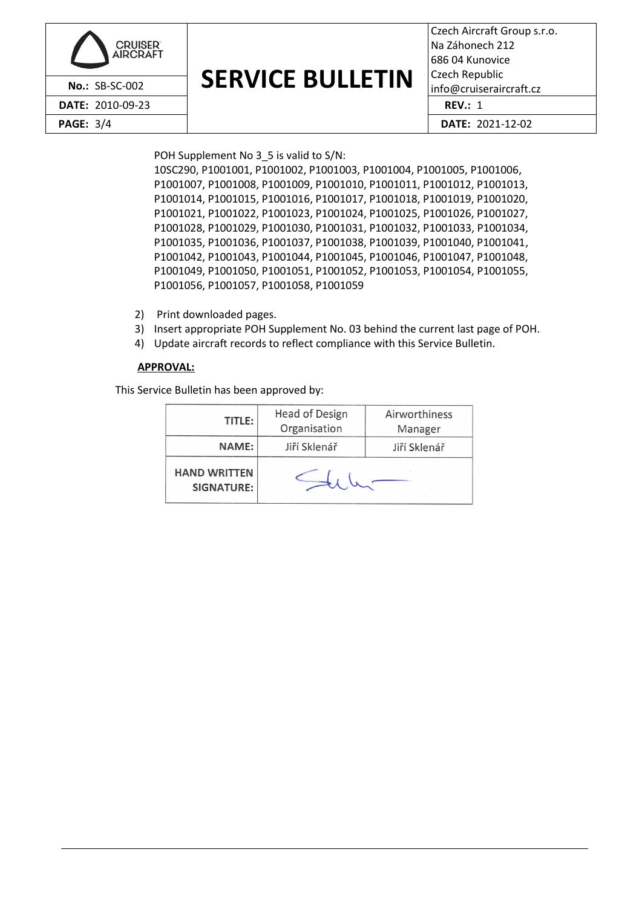POH Supplement No 3_5 is valid to S/N:
10SC290, P1001001, P1001002, P1001003, P1001004, P1001005, P1001006, P1001007, P1001008, P1001009, P1001010, P1001011, P1001012, P1001013, P1001014, P1001015, P1001016, P1001017, P1001018, P1001019, P1001020, P1001021, P1001022, P1001023, P1001024, P1001025, P1001026, P1001027, P1001028, P1001029, P1001030, P1001031, P1001032, P1001033, P1001034, P1001035, P1001036, P1001037, P1001038, P1001039, P1001040, P1001041, P1001042, P1001043, P1001044, P1001045, P1001046, P1001047, P1001048, P1001049, P1001050, P1001051, P1001052, P1001053, P1001054, P1001055, P1001056, P1001057, P1001058, P1001059

2) Print downloaded pages.
3) Insert appropriate POH Supplement No. 03 behind the current last page of POH.
4) Update aircraft records to reflect compliance with this Service Bulletin.

**APPROVAL:**

This Service Bulletin has been approved by:

| **TITLE:** | Head of Design Organisation | Airworthiness Manager |
|---|---|---|
| **NAME:** | Jiří Sklenář | Jiří Sklenář |
| **HAND WRITTEN SIGNATURE:** | [signature] | |